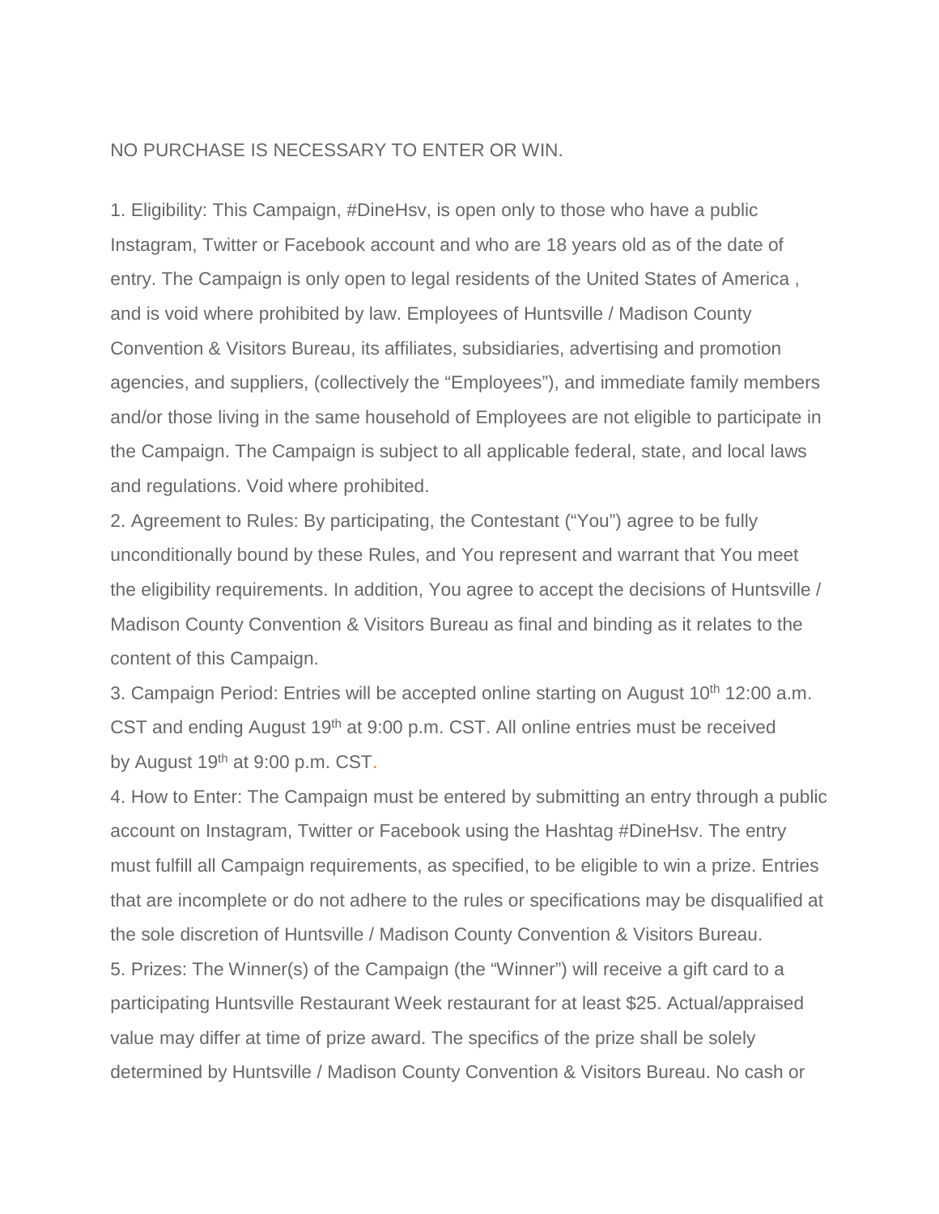NO PURCHASE IS NECESSARY TO ENTER OR WIN.

1. Eligibility: This Campaign, #DineHsv, is open only to those who have a public Instagram, Twitter or Facebook account and who are 18 years old as of the date of entry. The Campaign is only open to legal residents of the United States of America , and is void where prohibited by law. Employees of Huntsville / Madison County Convention & Visitors Bureau, its affiliates, subsidiaries, advertising and promotion agencies, and suppliers, (collectively the "Employees"), and immediate family members and/or those living in the same household of Employees are not eligible to participate in the Campaign. The Campaign is subject to all applicable federal, state, and local laws and regulations. Void where prohibited.

2. Agreement to Rules: By participating, the Contestant ("You") agree to be fully unconditionally bound by these Rules, and You represent and warrant that You meet the eligibility requirements. In addition, You agree to accept the decisions of Huntsville / Madison County Convention & Visitors Bureau as final and binding as it relates to the content of this Campaign.

3. Campaign Period: Entries will be accepted online starting on August 10th 12:00 a.m. CST and ending August 19th at 9:00 p.m. CST. All online entries must be received by August 19th at 9:00 p.m. CST.

4. How to Enter: The Campaign must be entered by submitting an entry through a public account on Instagram, Twitter or Facebook using the Hashtag #DineHsv. The entry must fulfill all Campaign requirements, as specified, to be eligible to win a prize. Entries that are incomplete or do not adhere to the rules or specifications may be disqualified at the sole discretion of Huntsville / Madison County Convention & Visitors Bureau.

5. Prizes: The Winner(s) of the Campaign (the "Winner") will receive a gift card to a participating Huntsville Restaurant Week restaurant for at least $25. Actual/appraised value may differ at time of prize award. The specifics of the prize shall be solely determined by Huntsville / Madison County Convention & Visitors Bureau. No cash or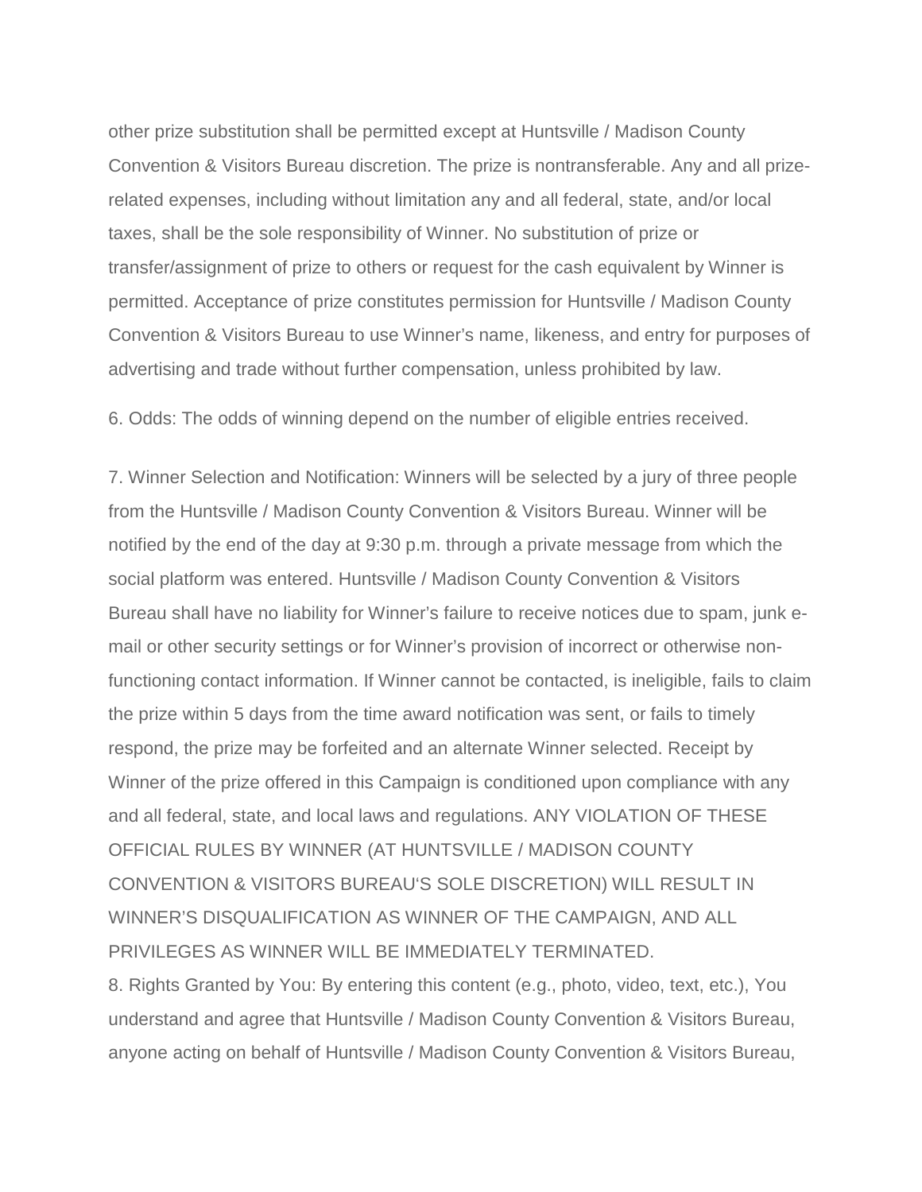other prize substitution shall be permitted except at Huntsville / Madison County Convention & Visitors Bureau discretion. The prize is nontransferable. Any and all prize-related expenses, including without limitation any and all federal, state, and/or local taxes, shall be the sole responsibility of Winner. No substitution of prize or transfer/assignment of prize to others or request for the cash equivalent by Winner is permitted. Acceptance of prize constitutes permission for Huntsville / Madison County Convention & Visitors Bureau to use Winner's name, likeness, and entry for purposes of advertising and trade without further compensation, unless prohibited by law.

6. Odds: The odds of winning depend on the number of eligible entries received.

7. Winner Selection and Notification: Winners will be selected by a jury of three people from the Huntsville / Madison County Convention & Visitors Bureau. Winner will be notified by the end of the day at 9:30 p.m. through a private message from which the social platform was entered. Huntsville / Madison County Convention & Visitors Bureau shall have no liability for Winner's failure to receive notices due to spam, junk e-mail or other security settings or for Winner's provision of incorrect or otherwise non-functioning contact information. If Winner cannot be contacted, is ineligible, fails to claim the prize within 5 days from the time award notification was sent, or fails to timely respond, the prize may be forfeited and an alternate Winner selected. Receipt by Winner of the prize offered in this Campaign is conditioned upon compliance with any and all federal, state, and local laws and regulations. ANY VIOLATION OF THESE OFFICIAL RULES BY WINNER (AT HUNTSVILLE / MADISON COUNTY CONVENTION & VISITORS BUREAU'S SOLE DISCRETION) WILL RESULT IN WINNER'S DISQUALIFICATION AS WINNER OF THE CAMPAIGN, AND ALL PRIVILEGES AS WINNER WILL BE IMMEDIATELY TERMINATED.

8. Rights Granted by You: By entering this content (e.g., photo, video, text, etc.), You understand and agree that Huntsville / Madison County Convention & Visitors Bureau, anyone acting on behalf of Huntsville / Madison County Convention & Visitors Bureau,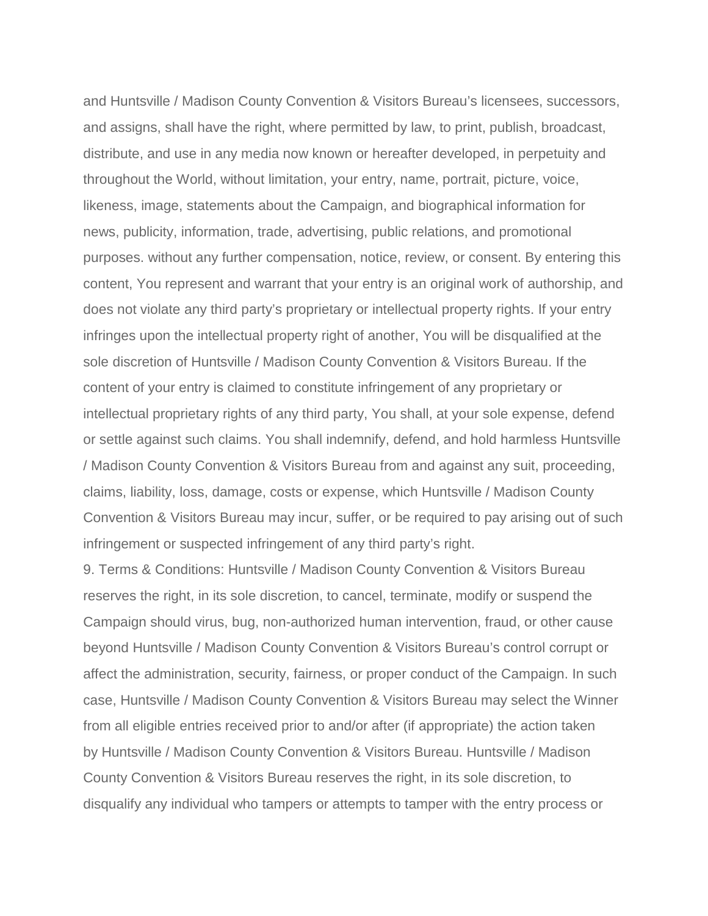and Huntsville / Madison County Convention & Visitors Bureau's licensees, successors, and assigns, shall have the right, where permitted by law, to print, publish, broadcast, distribute, and use in any media now known or hereafter developed, in perpetuity and throughout the World, without limitation, your entry, name, portrait, picture, voice, likeness, image, statements about the Campaign, and biographical information for news, publicity, information, trade, advertising, public relations, and promotional purposes. without any further compensation, notice, review, or consent. By entering this content, You represent and warrant that your entry is an original work of authorship, and does not violate any third party's proprietary or intellectual property rights. If your entry infringes upon the intellectual property right of another, You will be disqualified at the sole discretion of Huntsville / Madison County Convention & Visitors Bureau. If the content of your entry is claimed to constitute infringement of any proprietary or intellectual proprietary rights of any third party, You shall, at your sole expense, defend or settle against such claims. You shall indemnify, defend, and hold harmless Huntsville / Madison County Convention & Visitors Bureau from and against any suit, proceeding, claims, liability, loss, damage, costs or expense, which Huntsville / Madison County Convention & Visitors Bureau may incur, suffer, or be required to pay arising out of such infringement or suspected infringement of any third party's right.

9. Terms & Conditions: Huntsville / Madison County Convention & Visitors Bureau reserves the right, in its sole discretion, to cancel, terminate, modify or suspend the Campaign should virus, bug, non-authorized human intervention, fraud, or other cause beyond Huntsville / Madison County Convention & Visitors Bureau's control corrupt or affect the administration, security, fairness, or proper conduct of the Campaign. In such case, Huntsville / Madison County Convention & Visitors Bureau may select the Winner from all eligible entries received prior to and/or after (if appropriate) the action taken by Huntsville / Madison County Convention & Visitors Bureau. Huntsville / Madison County Convention & Visitors Bureau reserves the right, in its sole discretion, to disqualify any individual who tampers or attempts to tamper with the entry process or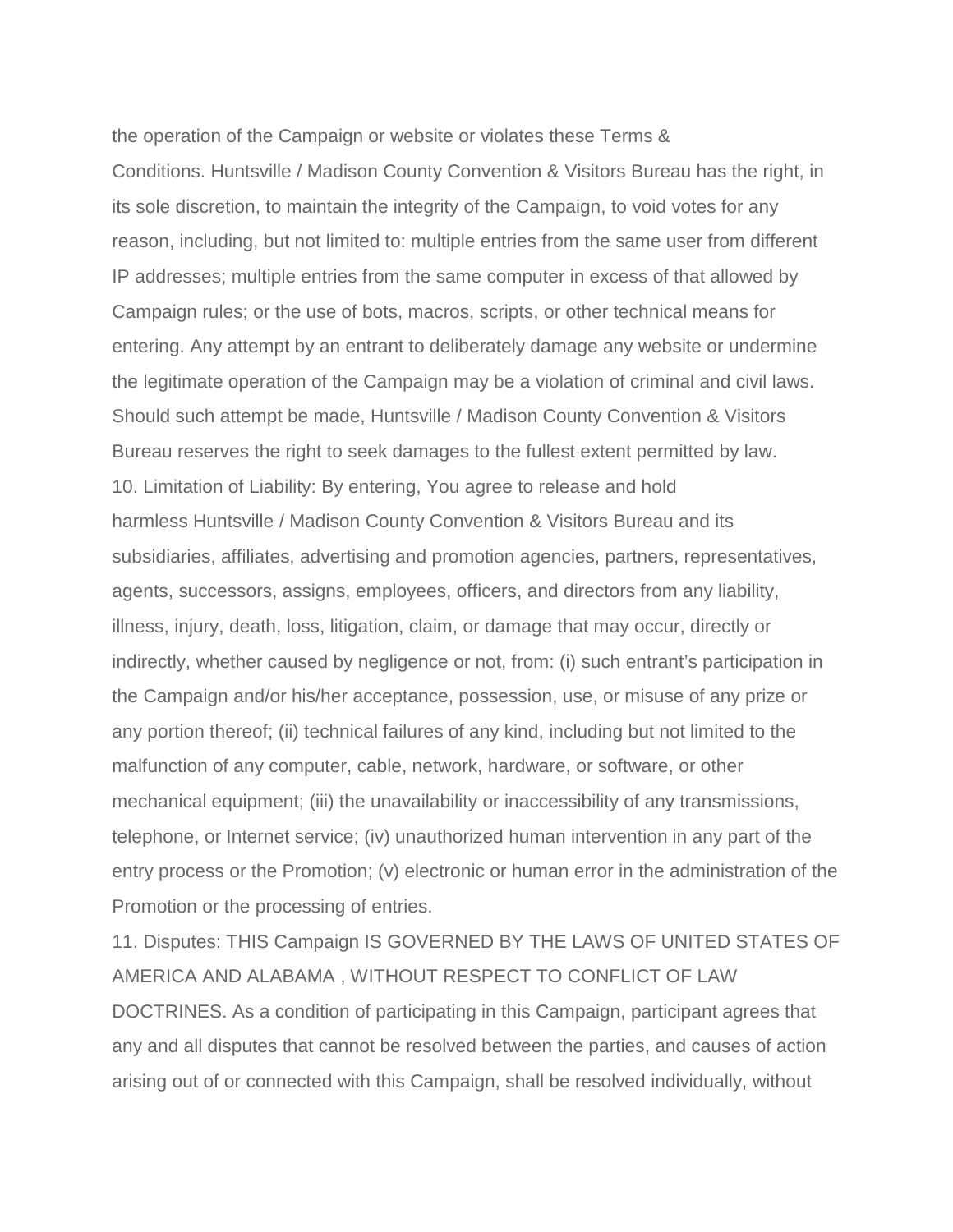the operation of the Campaign or website or violates these Terms & Conditions. Huntsville / Madison County Convention & Visitors Bureau has the right, in its sole discretion, to maintain the integrity of the Campaign, to void votes for any reason, including, but not limited to: multiple entries from the same user from different IP addresses; multiple entries from the same computer in excess of that allowed by Campaign rules; or the use of bots, macros, scripts, or other technical means for entering. Any attempt by an entrant to deliberately damage any website or undermine the legitimate operation of the Campaign may be a violation of criminal and civil laws. Should such attempt be made, Huntsville / Madison County Convention & Visitors Bureau reserves the right to seek damages to the fullest extent permitted by law.

10. Limitation of Liability: By entering, You agree to release and hold harmless Huntsville / Madison County Convention & Visitors Bureau and its subsidiaries, affiliates, advertising and promotion agencies, partners, representatives, agents, successors, assigns, employees, officers, and directors from any liability, illness, injury, death, loss, litigation, claim, or damage that may occur, directly or indirectly, whether caused by negligence or not, from: (i) such entrant's participation in the Campaign and/or his/her acceptance, possession, use, or misuse of any prize or any portion thereof; (ii) technical failures of any kind, including but not limited to the malfunction of any computer, cable, network, hardware, or software, or other mechanical equipment; (iii) the unavailability or inaccessibility of any transmissions, telephone, or Internet service; (iv) unauthorized human intervention in any part of the entry process or the Promotion; (v) electronic or human error in the administration of the Promotion or the processing of entries.

11. Disputes: THIS Campaign IS GOVERNED BY THE LAWS OF UNITED STATES OF AMERICA AND ALABAMA , WITHOUT RESPECT TO CONFLICT OF LAW DOCTRINES. As a condition of participating in this Campaign, participant agrees that any and all disputes that cannot be resolved between the parties, and causes of action arising out of or connected with this Campaign, shall be resolved individually, without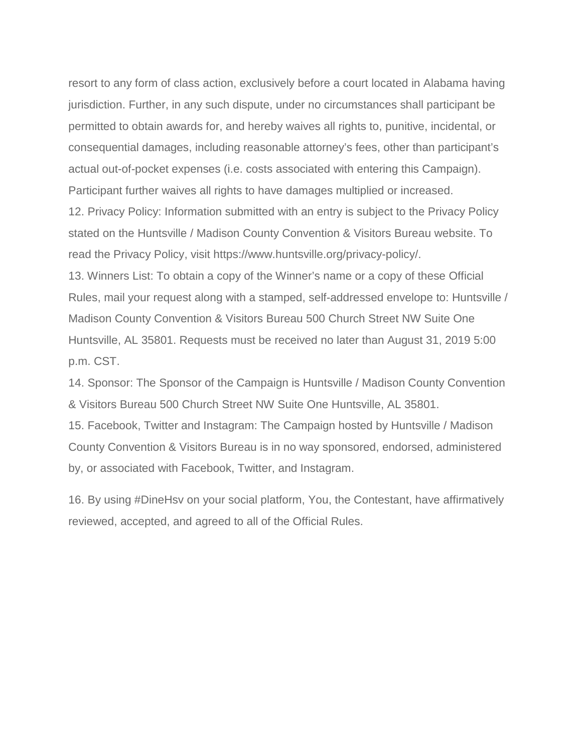resort to any form of class action, exclusively before a court located in Alabama having jurisdiction. Further, in any such dispute, under no circumstances shall participant be permitted to obtain awards for, and hereby waives all rights to, punitive, incidental, or consequential damages, including reasonable attorney's fees, other than participant's actual out-of-pocket expenses (i.e. costs associated with entering this Campaign). Participant further waives all rights to have damages multiplied or increased.

12. Privacy Policy: Information submitted with an entry is subject to the Privacy Policy stated on the Huntsville / Madison County Convention & Visitors Bureau website. To read the Privacy Policy, visit https://www.huntsville.org/privacy-policy/.

13. Winners List: To obtain a copy of the Winner's name or a copy of these Official Rules, mail your request along with a stamped, self-addressed envelope to: Huntsville / Madison County Convention & Visitors Bureau 500 Church Street NW Suite One Huntsville, AL 35801. Requests must be received no later than August 31, 2019 5:00 p.m. CST.

14. Sponsor: The Sponsor of the Campaign is Huntsville / Madison County Convention & Visitors Bureau 500 Church Street NW Suite One Huntsville, AL 35801.

15. Facebook, Twitter and Instagram: The Campaign hosted by Huntsville / Madison County Convention & Visitors Bureau is in no way sponsored, endorsed, administered by, or associated with Facebook, Twitter, and Instagram.

16. By using #DineHsv on your social platform, You, the Contestant, have affirmatively reviewed, accepted, and agreed to all of the Official Rules.